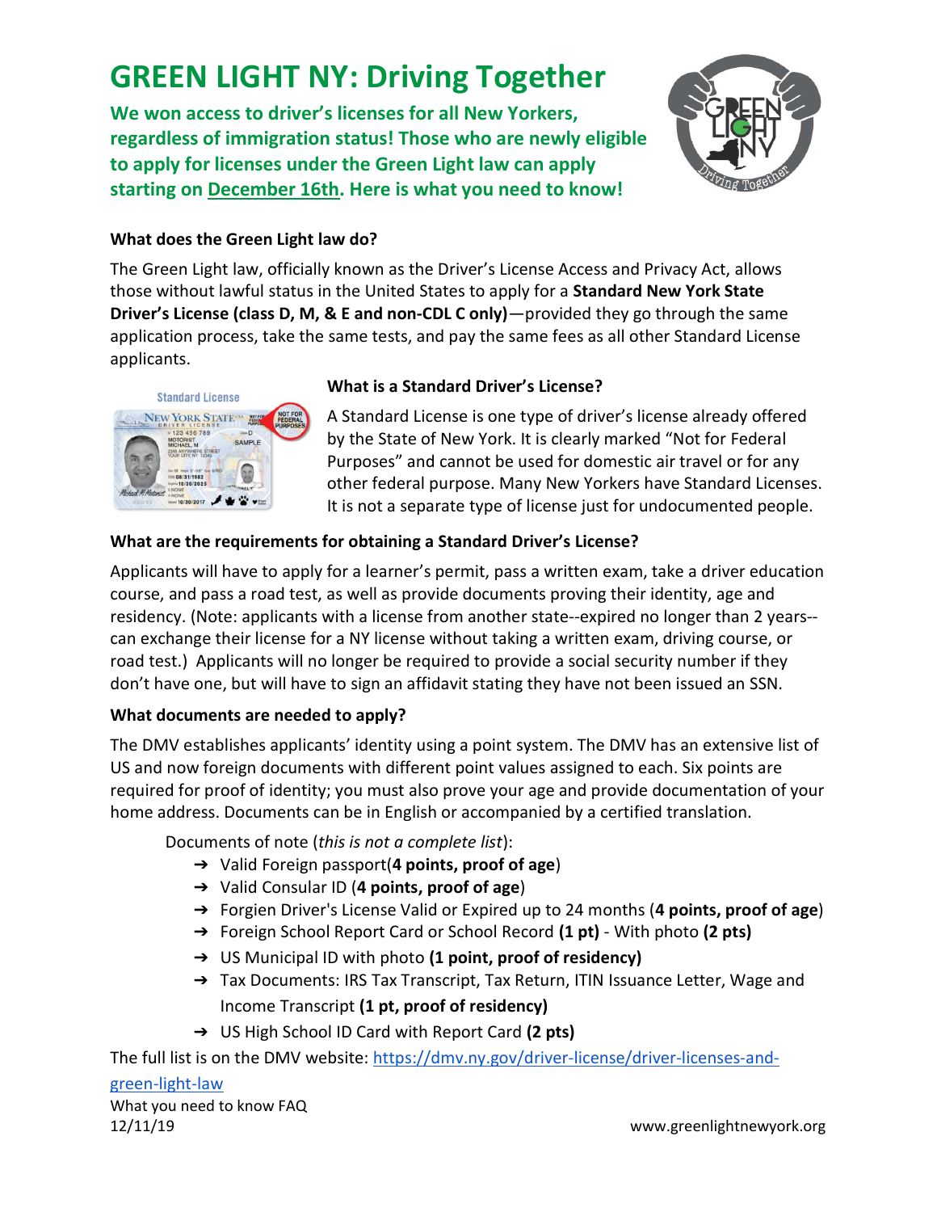# GREEN LIGHT NY: Driving Together

**We won access to driver's licenses for all New Yorkers, regardless of immigration status! Those who are newly eligible to apply for licenses under the Green Light law can apply starting on December 16th. Here is what you need to know!**

### What does the Green Light law do?

The Green Light law, officially known as the Driver's License Access and Privacy Act, allows those without lawful status in the United States to apply for a **Standard New York State Driver's License (class D, M, & E and non-CDL C only)**—provided they go through the same application process, take the same tests, and pay the same fees as all other Standard License applicants.

### What is a Standard Driver's License?

A Standard License is one type of driver's license already offered by the State of New York. It is clearly marked "Not for Federal Purposes" and cannot be used for domestic air travel or for any other federal purpose. Many New Yorkers have Standard Licenses. It is not a separate type of license just for undocumented people.

### What are the requirements for obtaining a Standard Driver's License?

Applicants will have to apply for a learner's permit, pass a written exam, take a driver education course, and pass a road test, as well as provide documents proving their identity, age and residency. (Note: applicants with a license from another state--expired no longer than 2 years--can exchange their license for a NY license without taking a written exam, driving course, or road test.) Applicants will no longer be required to provide a social security number if they don't have one, but will have to sign an affidavit stating they have not been issued an SSN.

### What documents are needed to apply?

The DMV establishes applicants' identity using a point system. The DMV has an extensive list of US and now foreign documents with different point values assigned to each. Six points are required for proof of identity; you must also prove your age and provide documentation of your home address. Documents can be in English or accompanied by a certified translation.

Documents of note (*this is not a complete list*):

- Valid Foreign passport(**4 points, proof of age**)
- Valid Consular ID (**4 points, proof of age**)
- Forgien Driver's License Valid or Expired up to 24 months (**4 points, proof of age**)
- Foreign School Report Card or School Record **(1 pt)** - With photo **(2 pts)**
- US Municipal ID with photo **(1 point, proof of residency)**
- Tax Documents: IRS Tax Transcript, Tax Return, ITIN Issuance Letter, Wage and Income Transcript **(1 pt, proof of residency)**
- US High School ID Card with Report Card **(2 pts)**

The full list is on the DMV website: https://dmv.ny.gov/driver-license/driver-licenses-and-green-light-law

What you need to know FAQ
12/11/19
www.greenlightnewyork.org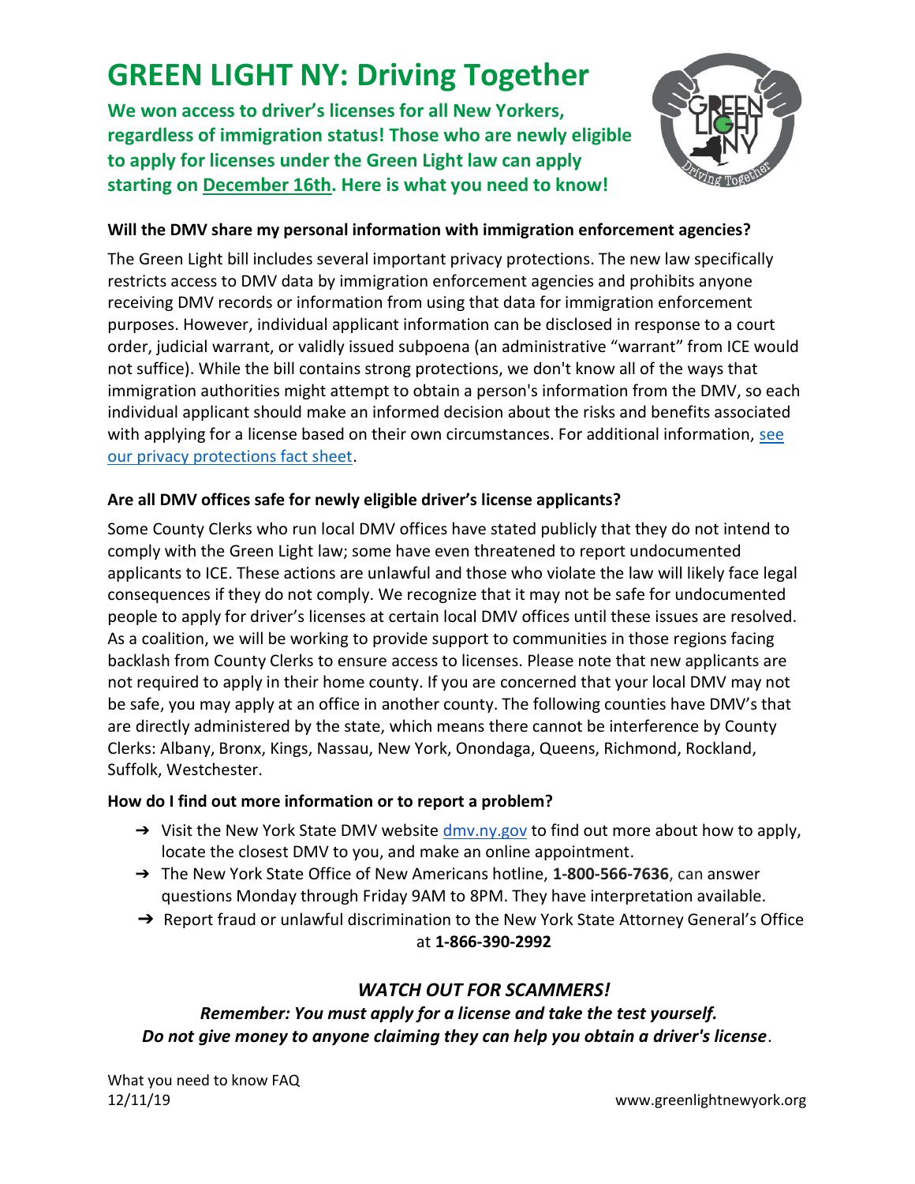# GREEN LIGHT NY: Driving Together

**We won access to driver's licenses for all New Yorkers, regardless of immigration status! Those who are newly eligible to apply for licenses under the Green Light law can apply starting on December 16th. Here is what you need to know!**

**Will the DMV share my personal information with immigration enforcement agencies?**

The Green Light bill includes several important privacy protections. The new law specifically restricts access to DMV data by immigration enforcement agencies and prohibits anyone receiving DMV records or information from using that data for immigration enforcement purposes. However, individual applicant information can be disclosed in response to a court order, judicial warrant, or validly issued subpoena (an administrative "warrant" from ICE would not suffice). While the bill contains strong protections, we don't know all of the ways that immigration authorities might attempt to obtain a person's information from the DMV, so each individual applicant should make an informed decision about the risks and benefits associated with applying for a license based on their own circumstances. For additional information, see our privacy protections fact sheet.

**Are all DMV offices safe for newly eligible driver's license applicants?**

Some County Clerks who run local DMV offices have stated publicly that they do not intend to comply with the Green Light law; some have even threatened to report undocumented applicants to ICE. These actions are unlawful and those who violate the law will likely face legal consequences if they do not comply. We recognize that it may not be safe for undocumented people to apply for driver's licenses at certain local DMV offices until these issues are resolved. As a coalition, we will be working to provide support to communities in those regions facing backlash from County Clerks to ensure access to licenses. Please note that new applicants are not required to apply in their home county. If you are concerned that your local DMV may not be safe, you may apply at an office in another county. The following counties have DMV's that are directly administered by the state, which means there cannot be interference by County Clerks: Albany, Bronx, Kings, Nassau, New York, Onondaga, Queens, Richmond, Rockland, Suffolk, Westchester.

**How do I find out more information or to report a problem?**

- Visit the New York State DMV website dmv.ny.gov to find out more about how to apply, locate the closest DMV to you, and make an online appointment.
- The New York State Office of New Americans hotline, **1-800-566-7636**, can answer questions Monday through Friday 9AM to 8PM. They have interpretation available.
- Report fraud or unlawful discrimination to the New York State Attorney General's Office at **1-866-390-2992**

***WATCH OUT FOR SCAMMERS!***

***Remember: You must apply for a license and take the test yourself.***
***Do not give money to anyone claiming they can help you obtain a driver's license.***

What you need to know FAQ
12/11/19

www.greenlightnewyork.org